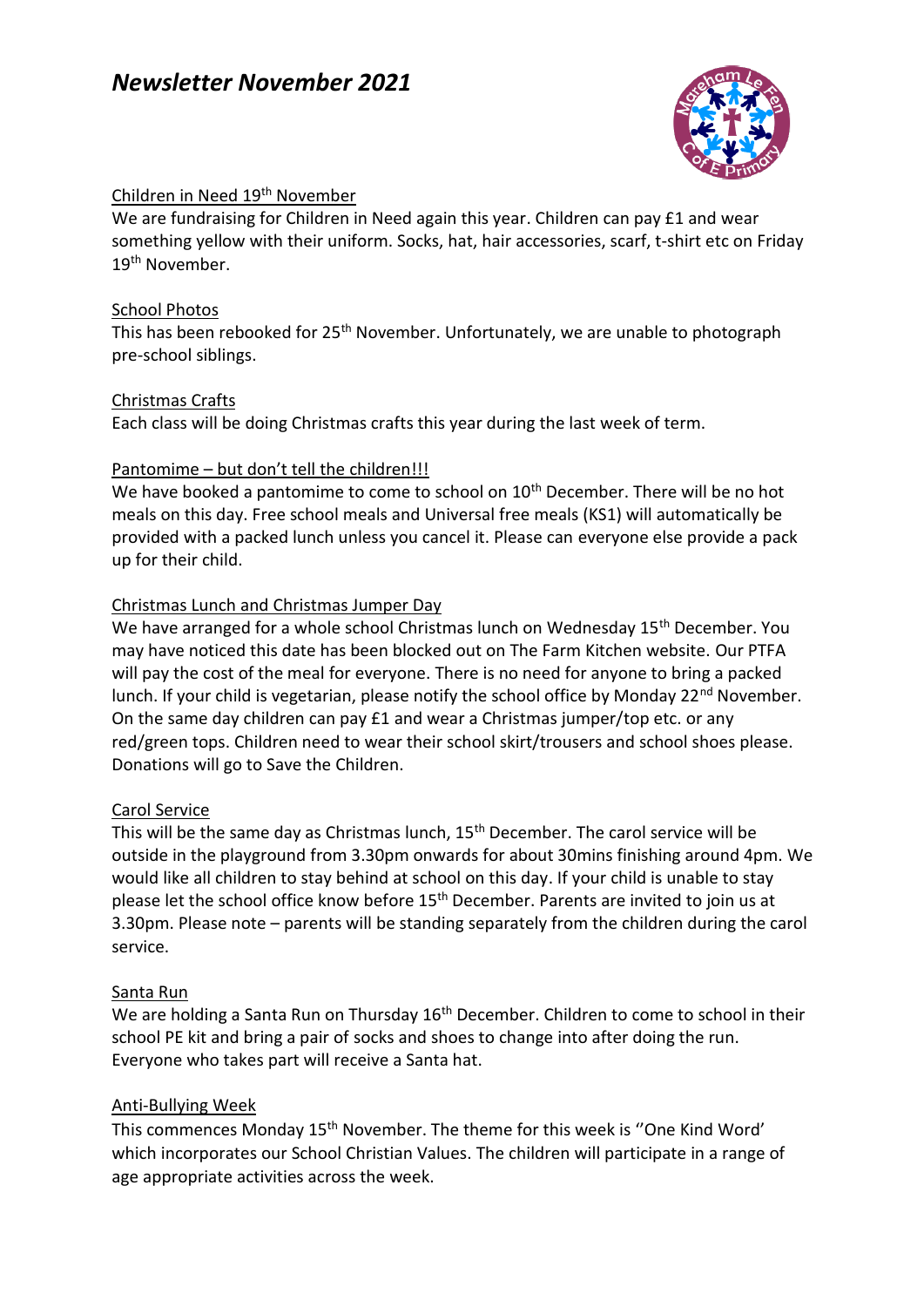# *Newsletter November 2021*

## Children in Need 19th November

We are fundraising for Children in Need again this year. Children can pay £1 and wear something yellow with their uniform. Socks, hat, hair accessories, scarf, t-shirt etc on Friday 19th November.

## School Photos

This has been rebooked for 25th November. Unfortunately, we are unable to photograph pre-school siblings.

## Christmas Crafts

Each class will be doing Christmas crafts this year during the last week of term.

## Pantomime – but don't tell the children!!!

We have booked a pantomime to come to school on 10th December. There will be no hot meals on this day. Free school meals and Universal free meals (KS1) will automatically be provided with a packed lunch unless you cancel it. Please can everyone else provide a pack up for their child.

## Christmas Lunch and Christmas Jumper Day

We have arranged for a whole school Christmas lunch on Wednesday 15th December. You may have noticed this date has been blocked out on The Farm Kitchen website. Our PTFA will pay the cost of the meal for everyone. There is no need for anyone to bring a packed lunch. If your child is vegetarian, please notify the school office by Monday 22nd November. On the same day children can pay £1 and wear a Christmas jumper/top etc. or any red/green tops. Children need to wear their school skirt/trousers and school shoes please. Donations will go to Save the Children.

## Carol Service

This will be the same day as Christmas lunch, 15th December. The carol service will be outside in the playground from 3.30pm onwards for about 30mins finishing around 4pm. We would like all children to stay behind at school on this day. If your child is unable to stay please let the school office know before 15th December. Parents are invited to join us at 3.30pm. Please note – parents will be standing separately from the children during the carol service.

## Santa Run

We are holding a Santa Run on Thursday 16th December. Children to come to school in their school PE kit and bring a pair of socks and shoes to change into after doing the run. Everyone who takes part will receive a Santa hat.

## Anti-Bullying Week

This commences Monday 15th November. The theme for this week is ''One Kind Word' which incorporates our School Christian Values. The children will participate in a range of age appropriate activities across the week.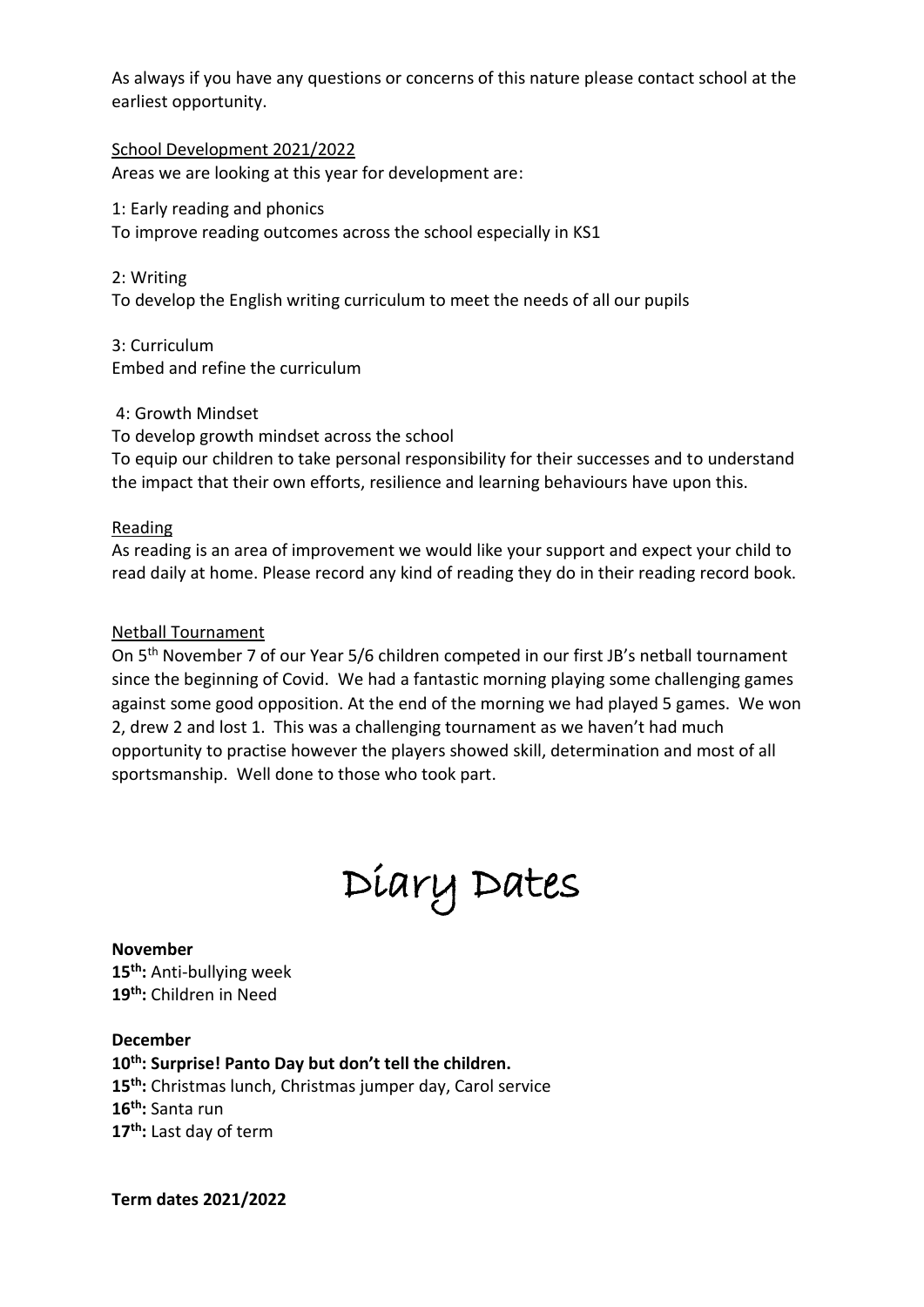As always if you have any questions or concerns of this nature please contact school at the earliest opportunity.

## School Development 2021/2022

Areas we are looking at this year for development are:

1: Early reading and phonics
To improve reading outcomes across the school especially in KS1

2: Writing
To develop the English writing curriculum to meet the needs of all our pupils

3: Curriculum
Embed and refine the curriculum

4: Growth Mindset
To develop growth mindset across the school
To equip our children to take personal responsibility for their successes and to understand the impact that their own efforts, resilience and learning behaviours have upon this.

## Reading

As reading is an area of improvement we would like your support and expect your child to read daily at home. Please record any kind of reading they do in their reading record book.

## Netball Tournament

On 5th November 7 of our Year 5/6 children competed in our first JB's netball tournament since the beginning of Covid. We had a fantastic morning playing some challenging games against some good opposition. At the end of the morning we had played 5 games. We won 2, drew 2 and lost 1. This was a challenging tournament as we haven't had much opportunity to practise however the players showed skill, determination and most of all sportsmanship. Well done to those who took part.

# Diary Dates

**November**
**15th:** Anti-bullying week
**19th:** Children in Need

**December**
**10th: Surprise! Panto Day but don't tell the children.**
**15th:** Christmas lunch, Christmas jumper day, Carol service
**16th:** Santa run
**17th:** Last day of term

**Term dates 2021/2022**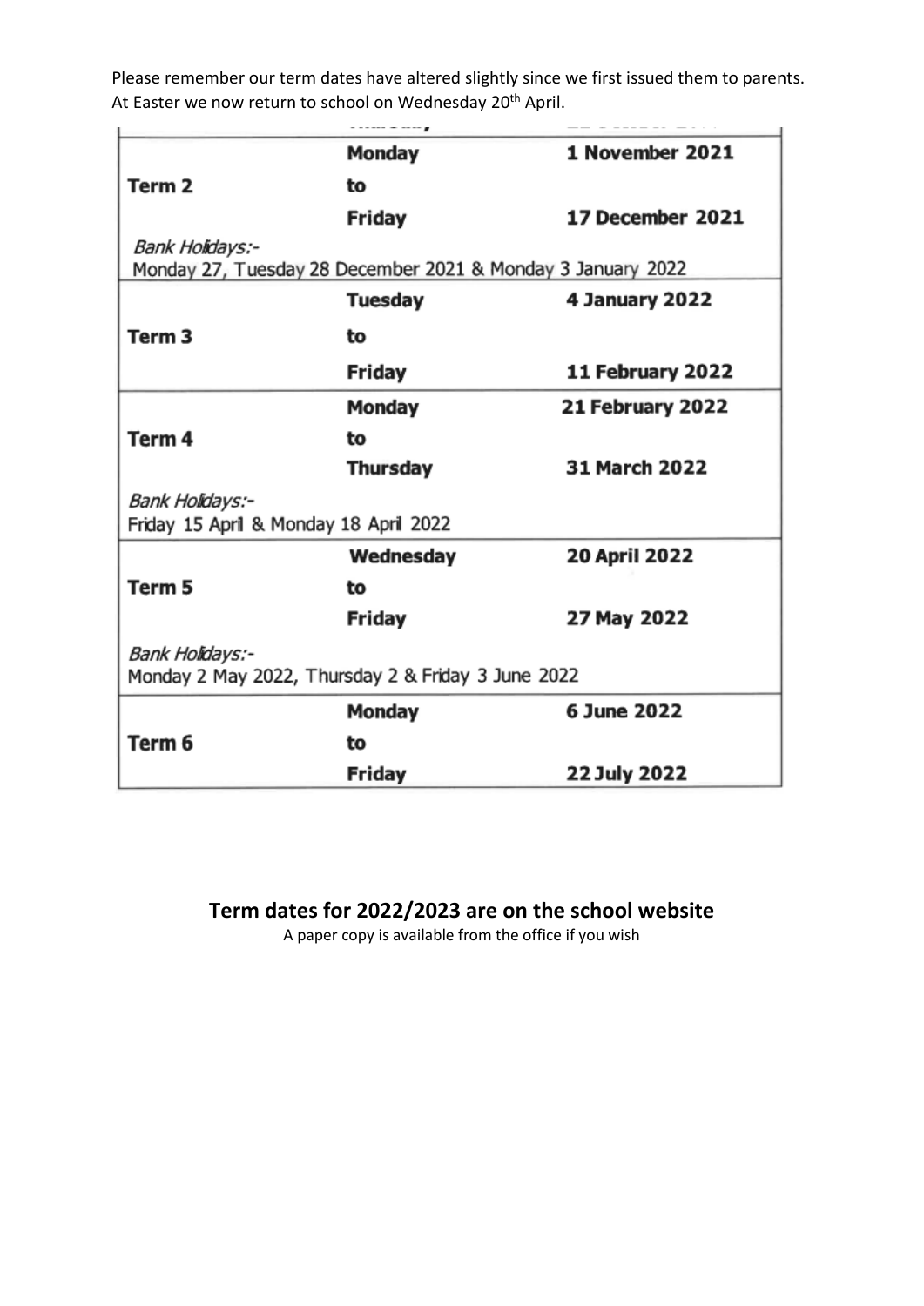Please remember our term dates have altered slightly since we first issued them to parents. At Easter we now return to school on Wednesday 20th April.

| | | |
|---|---|---|
| **Term 2** | **Monday** to **Friday** | **1 November 2021** – **17 December 2021** |
| *Bank Holidays:-* Monday 27, Tuesday 28 December 2021 & Monday 3 January 2022 | | |
| **Term 3** | **Tuesday** to **Friday** | **4 January 2022** – **11 February 2022** |
| **Term 4** | **Monday** to **Thursday** | **21 February 2022** – **31 March 2022** |
| *Bank Holidays:-* Friday 15 April & Monday 18 April 2022 | | |
| **Term 5** | **Wednesday** to **Friday** | **20 April 2022** – **27 May 2022** |
| *Bank Holidays:-* Monday 2 May 2022, Thursday 2 & Friday 3 June 2022 | | |
| **Term 6** | **Monday** to **Friday** | **6 June 2022** – **22 July 2022** |

## Term dates for 2022/2023 are on the school website

A paper copy is available from the office if you wish